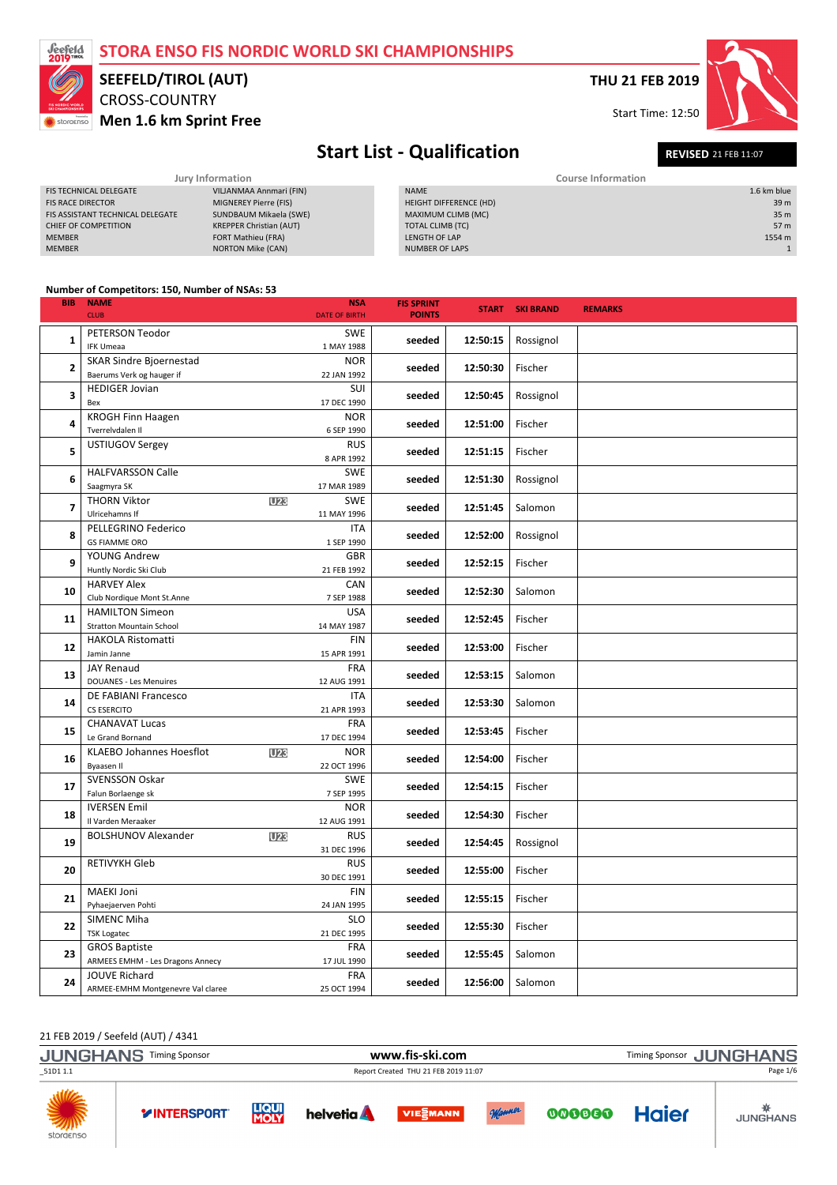# STORA ENSO FIS NORDIC WORLD SKI CHAMPIONSHIPS

**SEEFELD/TIROL (AUT)**
CROSS-COUNTRY
**Men 1.6 km Sprint Free**

**THU 21 FEB 2019**
Start Time: 12:50

## Start List - Qualification

**REVISED** 21 FEB 11:07

### Jury Information

| | |
|---|---|
| FIS TECHNICAL DELEGATE | VILJANMAA Annmari (FIN) |
| FIS RACE DIRECTOR | MIGNEREY Pierre (FIS) |
| FIS ASSISTANT TECHNICAL DELEGATE | SUNDBAUM Mikaela (SWE) |
| CHIEF OF COMPETITION | KREPPER Christian (AUT) |
| MEMBER | FORT Mathieu (FRA) |
| MEMBER | NORTON Mike (CAN) |

### Course Information

| | |
|---|---|
| NAME | 1.6 km blue |
| HEIGHT DIFFERENCE (HD) | 39 m |
| MAXIMUM CLIMB (MC) | 35 m |
| TOTAL CLIMB (TC) | 57 m |
| LENGTH OF LAP | 1554 m |
| NUMBER OF LAPS | 1 |

**Number of Competitors: 150, Number of NSAs: 53**

| BIB | NAME / CLUB | | NSA / DATE OF BIRTH | FIS SPRINT POINTS | START | SKI BRAND | REMARKS |
|---|---|---|---|---|---|---|---|
| 1 | PETERSON Teodor / IFK Umeaa | | SWE / 1 MAY 1988 | seeded | 12:50:15 | Rossignol | |
| 2 | SKAR Sindre Bjoernestad / Baerums Verk og hauger if | | NOR / 22 JAN 1992 | seeded | 12:50:30 | Fischer | |
| 3 | HEDIGER Jovian / Bex | | SUI / 17 DEC 1990 | seeded | 12:50:45 | Rossignol | |
| 4 | KROGH Finn Haagen / Tverrelvdalen Il | | NOR / 6 SEP 1990 | seeded | 12:51:00 | Fischer | |
| 5 | USTIUGOV Sergey | | RUS / 8 APR 1992 | seeded | 12:51:15 | Fischer | |
| 6 | HALFVARSSON Calle / Saagmyra SK | | SWE / 17 MAR 1989 | seeded | 12:51:30 | Rossignol | |
| 7 | THORN Viktor / Ulricehamns If | U23 | SWE / 11 MAY 1996 | seeded | 12:51:45 | Salomon | |
| 8 | PELLEGRINO Federico / GS FIAMME ORO | | ITA / 1 SEP 1990 | seeded | 12:52:00 | Rossignol | |
| 9 | YOUNG Andrew / Huntly Nordic Ski Club | | GBR / 21 FEB 1992 | seeded | 12:52:15 | Fischer | |
| 10 | HARVEY Alex / Club Nordique Mont St.Anne | | CAN / 7 SEP 1988 | seeded | 12:52:30 | Salomon | |
| 11 | HAMILTON Simeon / Stratton Mountain School | | USA / 14 MAY 1987 | seeded | 12:52:45 | Fischer | |
| 12 | HAKOLA Ristomatti / Jamin Janne | | FIN / 15 APR 1991 | seeded | 12:53:00 | Fischer | |
| 13 | JAY Renaud / DOUANES - Les Menuires | | FRA / 12 AUG 1991 | seeded | 12:53:15 | Salomon | |
| 14 | DE FABIANI Francesco / CS ESERCITO | | ITA / 21 APR 1993 | seeded | 12:53:30 | Salomon | |
| 15 | CHANAVAT Lucas / Le Grand Bornand | | FRA / 17 DEC 1994 | seeded | 12:53:45 | Fischer | |
| 16 | KLAEBO Johannes Hoesflot / Byaasen Il | U23 | NOR / 22 OCT 1996 | seeded | 12:54:00 | Fischer | |
| 17 | SVENSSON Oskar / Falun Borlaenge sk | | SWE / 7 SEP 1995 | seeded | 12:54:15 | Fischer | |
| 18 | IVERSEN Emil / Il Varden Meraaker | | NOR / 12 AUG 1991 | seeded | 12:54:30 | Fischer | |
| 19 | BOLSHUNOV Alexander | U23 | RUS / 31 DEC 1996 | seeded | 12:54:45 | Rossignol | |
| 20 | RETIVYKH Gleb | | RUS / 30 DEC 1991 | seeded | 12:55:00 | Fischer | |
| 21 | MAEKI Joni / Pyhaejaerven Pohti | | FIN / 24 JAN 1995 | seeded | 12:55:15 | Fischer | |
| 22 | SIMENC Miha / TSK Logatec | | SLO / 21 DEC 1995 | seeded | 12:55:30 | Fischer | |
| 23 | GROS Baptiste / ARMEES EMHM - Les Dragons Annecy | | FRA / 17 JUL 1990 | seeded | 12:55:45 | Salomon | |
| 24 | JOUVE Richard / ARMEE-EMHM Montgenevre Val claree | | FRA / 25 OCT 1994 | seeded | 12:56:00 | Salomon | |

21 FEB 2019 / Seefeld (AUT) / 4341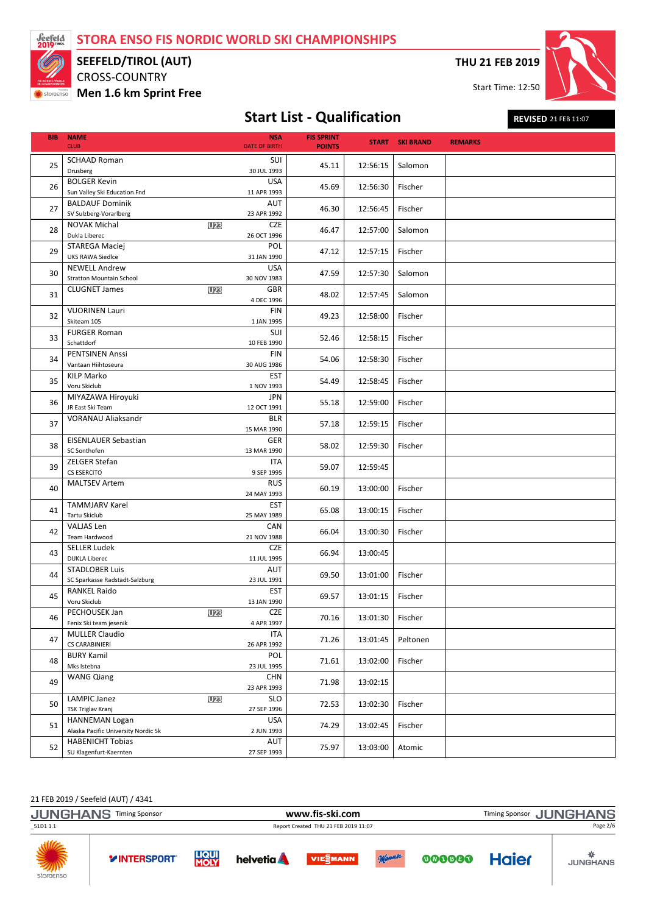# STORA ENSO FIS NORDIC WORLD SKI CHAMPIONSHIPS

**SEEFELD/TIROL (AUT)**

CROSS-COUNTRY

**Men 1.6 km Sprint Free**

**THU 21 FEB 2019**

Start Time: 12:50

## Start List - Qualification

**REVISED** 21 FEB 11:07

| BIB | NAME / CLUB | | NSA / DATE OF BIRTH | FIS SPRINT POINTS | START | SKI BRAND | REMARKS |
|---|---|---|---|---|---|---|---|
| 25 | SCHAAD Roman / Drusberg | | SUI / 30 JUL 1993 | 45.11 | 12:56:15 | Salomon | |
| 26 | BOLGER Kevin / Sun Valley Ski Education Fnd | | USA / 11 APR 1993 | 45.69 | 12:56:30 | Fischer | |
| 27 | BALDAUF Dominik / SV Sulzberg-Vorarlberg | | AUT / 23 APR 1992 | 46.30 | 12:56:45 | Fischer | |
| 28 | NOVAK Michal / Dukla Liberec | U23 | CZE / 26 OCT 1996 | 46.47 | 12:57:00 | Salomon | |
| 29 | STAREGA Maciej / UKS RAWA Siedlce | | POL / 31 JAN 1990 | 47.12 | 12:57:15 | Fischer | |
| 30 | NEWELL Andrew / Stratton Mountain School | | USA / 30 NOV 1983 | 47.59 | 12:57:30 | Salomon | |
| 31 | CLUGNET James | U23 | GBR / 4 DEC 1996 | 48.02 | 12:57:45 | Salomon | |
| 32 | VUORINEN Lauri / Skiteam 105 | | FIN / 1 JAN 1995 | 49.23 | 12:58:00 | Fischer | |
| 33 | FURGER Roman / Schattdorf | | SUI / 10 FEB 1990 | 52.46 | 12:58:15 | Fischer | |
| 34 | PENTSINEN Anssi / Vantaan Hiihtoseura | | FIN / 30 AUG 1986 | 54.06 | 12:58:30 | Fischer | |
| 35 | KILP Marko / Voru Skiclub | | EST / 1 NOV 1993 | 54.49 | 12:58:45 | Fischer | |
| 36 | MIYAZAWA Hiroyuki / JR East Ski Team | | JPN / 12 OCT 1991 | 55.18 | 12:59:00 | Fischer | |
| 37 | VORANAU Aliaksandr | | BLR / 15 MAR 1990 | 57.18 | 12:59:15 | Fischer | |
| 38 | EISENLAUER Sebastian / SC Sonthofen | | GER / 13 MAR 1990 | 58.02 | 12:59:30 | Fischer | |
| 39 | ZELGER Stefan / CS ESERCITO | | ITA / 9 SEP 1995 | 59.07 | 12:59:45 | | |
| 40 | MALTSEV Artem | | RUS / 24 MAY 1993 | 60.19 | 13:00:00 | Fischer | |
| 41 | TAMMJARV Karel / Tartu Skiclub | | EST / 25 MAY 1989 | 65.08 | 13:00:15 | Fischer | |
| 42 | VALJAS Len / Team Hardwood | | CAN / 21 NOV 1988 | 66.04 | 13:00:30 | Fischer | |
| 43 | SELLER Ludek / DUKLA Liberec | | CZE / 11 JUL 1995 | 66.94 | 13:00:45 | | |
| 44 | STADLOBER Luis / SC Sparkasse Radstadt-Salzburg | | AUT / 23 JUL 1991 | 69.50 | 13:01:00 | Fischer | |
| 45 | RANKEL Raido / Voru Skiclub | | EST / 13 JAN 1990 | 69.57 | 13:01:15 | Fischer | |
| 46 | PECHOUSEK Jan / Fenix Ski team jesenik | U23 | CZE / 4 APR 1997 | 70.16 | 13:01:30 | Fischer | |
| 47 | MULLER Claudio / CS CARABINIERI | | ITA / 26 APR 1992 | 71.26 | 13:01:45 | Peltonen | |
| 48 | BURY Kamil / Mks Istebna | | POL / 23 JUL 1995 | 71.61 | 13:02:00 | Fischer | |
| 49 | WANG Qiang | | CHN / 23 APR 1993 | 71.98 | 13:02:15 | | |
| 50 | LAMPIC Janez / TSK Triglav Kranj | U23 | SLO / 27 SEP 1996 | 72.53 | 13:02:30 | Fischer | |
| 51 | HANNEMAN Logan / Alaska Pacific University Nordic Sk | | USA / 2 JUN 1993 | 74.29 | 13:02:45 | Fischer | |
| 52 | HABENICHT Tobias / SU Klagenfurt-Kaernten | | AUT / 27 SEP 1993 | 75.97 | 13:03:00 | Atomic | |

21 FEB 2019 / Seefeld (AUT) / 4341

JUNGHANS Timing Sponsor | www.fis-ski.com | Timing Sponsor JUNGHANS

_51D1 1.1 | Report Created THU 21 FEB 2019 11:07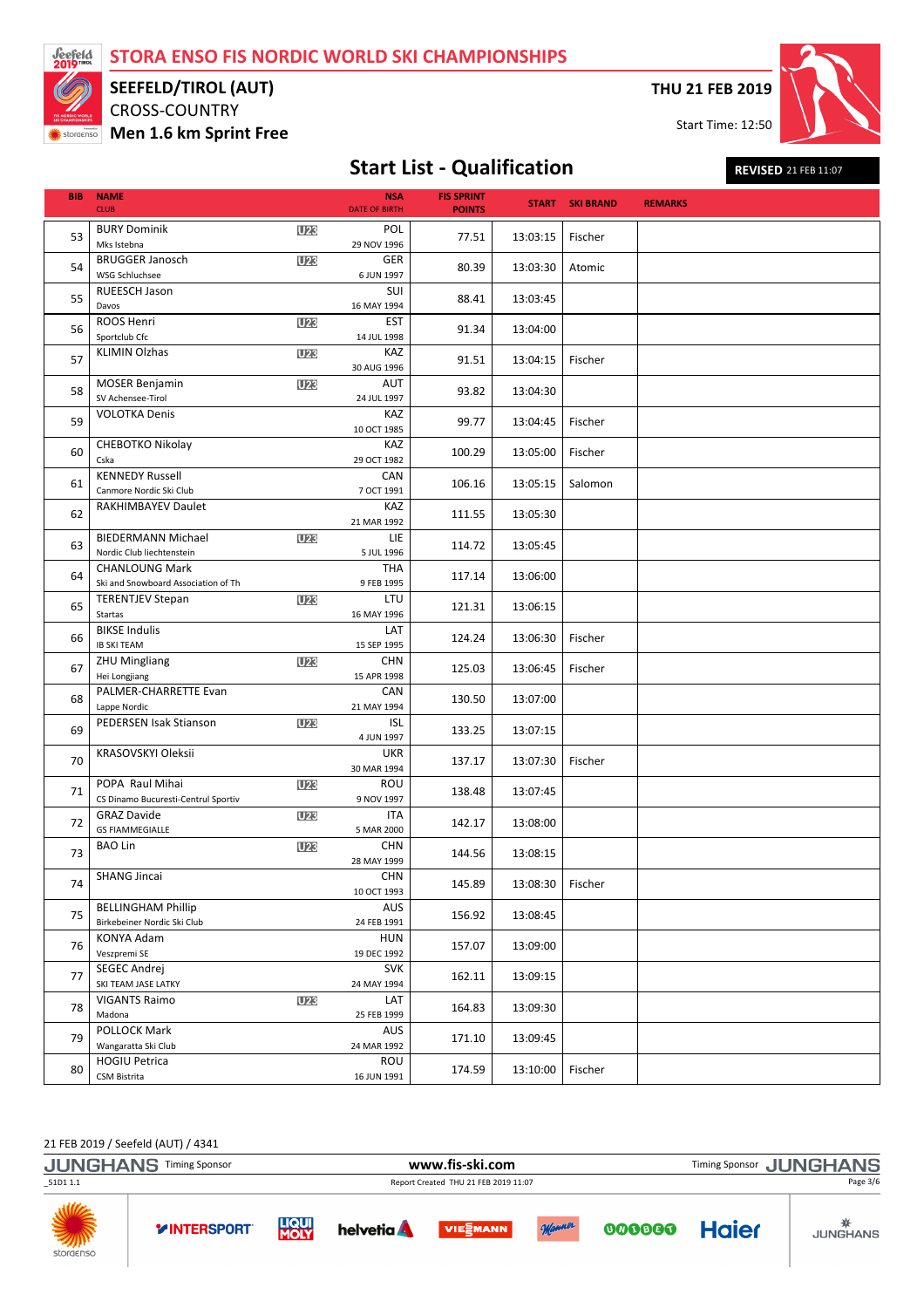# STORA ENSO FIS NORDIC WORLD SKI CHAMPIONSHIPS

**SEEFELD/TIROL (AUT)**

CROSS-COUNTRY

**Men 1.6 km Sprint Free**

**THU 21 FEB 2019**

Start Time: 12:50

## Start List - Qualification

**REVISED** 21 FEB 11:07

| BIB | NAME / CLUB | | NSA / DATE OF BIRTH | FIS SPRINT POINTS | START | SKI BRAND | REMARKS |
|---|---|---|---|---|---|---|---|
| 53 | BURY Dominik / Mks Istebna | U23 | POL / 29 NOV 1996 | 77.51 | 13:03:15 | Fischer | |
| 54 | BRUGGER Janosch / WSG Schluchsee | U23 | GER / 6 JUN 1997 | 80.39 | 13:03:30 | Atomic | |
| 55 | RUEESCH Jason / Davos | | SUI / 16 MAY 1994 | 88.41 | 13:03:45 | | |
| 56 | ROOS Henri / Sportclub Cfc | U23 | EST / 14 JUL 1998 | 91.34 | 13:04:00 | | |
| 57 | KLIMIN Olzhas | U23 | KAZ / 30 AUG 1996 | 91.51 | 13:04:15 | Fischer | |
| 58 | MOSER Benjamin / SV Achensee-Tirol | U23 | AUT / 24 JUL 1997 | 93.82 | 13:04:30 | | |
| 59 | VOLOTKA Denis | | KAZ / 10 OCT 1985 | 99.77 | 13:04:45 | Fischer | |
| 60 | CHEBOTKO Nikolay / Cska | | KAZ / 29 OCT 1982 | 100.29 | 13:05:00 | Fischer | |
| 61 | KENNEDY Russell / Canmore Nordic Ski Club | | CAN / 7 OCT 1991 | 106.16 | 13:05:15 | Salomon | |
| 62 | RAKHIMBAYEV Daulet | | KAZ / 21 MAR 1992 | 111.55 | 13:05:30 | | |
| 63 | BIEDERMANN Michael / Nordic Club liechtenstein | U23 | LIE / 5 JUL 1996 | 114.72 | 13:05:45 | | |
| 64 | CHANLOUNG Mark / Ski and Snowboard Association of Th | | THA / 9 FEB 1995 | 117.14 | 13:06:00 | | |
| 65 | TERENTJEV Stepan / Startas | U23 | LTU / 16 MAY 1996 | 121.31 | 13:06:15 | | |
| 66 | BIKSE Indulis / IB SKI TEAM | | LAT / 15 SEP 1995 | 124.24 | 13:06:30 | Fischer | |
| 67 | ZHU Mingliang / Hei Longjiang | U23 | CHN / 15 APR 1998 | 125.03 | 13:06:45 | Fischer | |
| 68 | PALMER-CHARRETTE Evan / Lappe Nordic | | CAN / 21 MAY 1994 | 130.50 | 13:07:00 | | |
| 69 | PEDERSEN Isak Stianson | U23 | ISL / 4 JUN 1997 | 133.25 | 13:07:15 | | |
| 70 | KRASOVSKYI Oleksii | | UKR / 30 MAR 1994 | 137.17 | 13:07:30 | Fischer | |
| 71 | POPA Raul Mihai / CS Dinamo Bucuresti-Centrul Sportiv | U23 | ROU / 9 NOV 1997 | 138.48 | 13:07:45 | | |
| 72 | GRAZ Davide / GS FIAMMEGIALLE | U23 | ITA / 5 MAR 2000 | 142.17 | 13:08:00 | | |
| 73 | BAO Lin | U23 | CHN / 28 MAY 1999 | 144.56 | 13:08:15 | | |
| 74 | SHANG Jincai | | CHN / 10 OCT 1993 | 145.89 | 13:08:30 | Fischer | |
| 75 | BELLINGHAM Phillip / Birkebeiner Nordic Ski Club | | AUS / 24 FEB 1991 | 156.92 | 13:08:45 | | |
| 76 | KONYA Adam / Veszpremi SE | | HUN / 19 DEC 1992 | 157.07 | 13:09:00 | | |
| 77 | SEGEC Andrej / SKI TEAM JASE LATKY | | SVK / 24 MAY 1994 | 162.11 | 13:09:15 | | |
| 78 | VIGANTS Raimo / Madona | U23 | LAT / 25 FEB 1999 | 164.83 | 13:09:30 | | |
| 79 | POLLOCK Mark / Wangaratta Ski Club | | AUS / 24 MAR 1992 | 171.10 | 13:09:45 | | |
| 80 | HOGIU Petrica / CSM Bistrita | | ROU / 16 JUN 1991 | 174.59 | 13:10:00 | Fischer | |

21 FEB 2019 / Seefeld (AUT) / 4341

JUNGHANS Timing Sponsor — www.fis-ski.com — Timing Sponsor JUNGHANS

_51D1 1.1 — Report Created THU 21 FEB 2019 11:07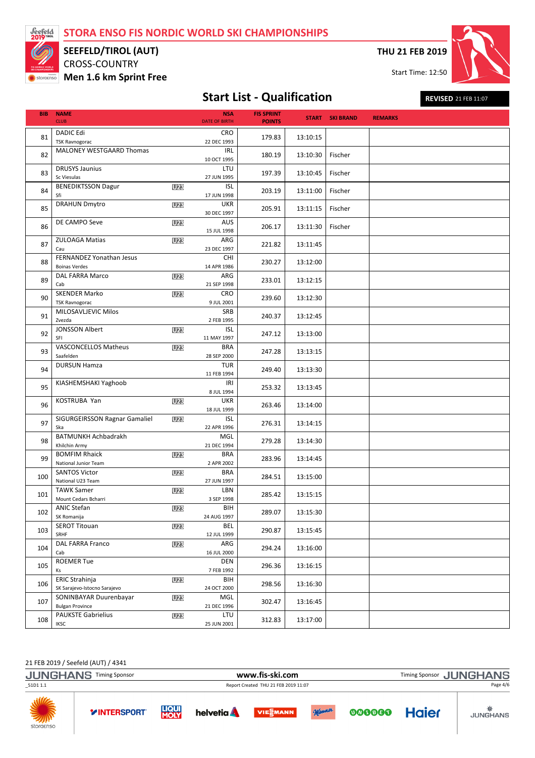# STORA ENSO FIS NORDIC WORLD SKI CHAMPIONSHIPS

**SEEFELD/TIROL (AUT)**

CROSS-COUNTRY

**Men 1.6 km Sprint Free**

**THU 21 FEB 2019**

Start Time: 12:50

## Start List - Qualification

**REVISED** 21 FEB 11:07

| BIB | NAME / CLUB | | NSA / DATE OF BIRTH | FIS SPRINT POINTS | START | SKI BRAND | REMARKS |
|---|---|---|---|---|---|---|---|
| 81 | DADIC Edi / TSK Ravnogorac | | CRO / 22 DEC 1993 | 179.83 | 13:10:15 | | |
| 82 | MALONEY WESTGAARD Thomas | | IRL / 10 OCT 1995 | 180.19 | 13:10:30 | Fischer | |
| 83 | DRUSYS Jaunius / Sc Viesulas | | LTU / 27 JUN 1995 | 197.39 | 13:10:45 | Fischer | |
| 84 | BENEDIKTSSON Dagur / Sfi | U23 | ISL / 17 JUN 1998 | 203.19 | 13:11:00 | Fischer | |
| 85 | DRAHUN Dmytro | U23 | UKR / 30 DEC 1997 | 205.91 | 13:11:15 | Fischer | |
| 86 | DE CAMPO Seve | U23 | AUS / 15 JUL 1998 | 206.17 | 13:11:30 | Fischer | |
| 87 | ZULOAGA Matias / Cau | U23 | ARG / 23 DEC 1997 | 221.82 | 13:11:45 | | |
| 88 | FERNANDEZ Yonathan Jesus / Boinas Verdes | | CHI / 14 APR 1986 | 230.27 | 13:12:00 | | |
| 89 | DAL FARRA Marco / Cab | U23 | ARG / 21 SEP 1998 | 233.01 | 13:12:15 | | |
| 90 | SKENDER Marko / TSK Ravnogorac | U23 | CRO / 9 JUL 2001 | 239.60 | 13:12:30 | | |
| 91 | MILOSAVLJEVIC Milos / Zvezda | | SRB / 2 FEB 1995 | 240.37 | 13:12:45 | | |
| 92 | JONSSON Albert / SFI | U23 | ISL / 11 MAY 1997 | 247.12 | 13:13:00 | | |
| 93 | VASCONCELLOS Matheus / Saafelden | U23 | BRA / 28 SEP 2000 | 247.28 | 13:13:15 | | |
| 94 | DURSUN Hamza | | TUR / 11 FEB 1994 | 249.40 | 13:13:30 | | |
| 95 | KIASHEMSHAKI Yaghoob | | IRI / 8 JUL 1994 | 253.32 | 13:13:45 | | |
| 96 | KOSTRUBA Yan | U23 | UKR / 18 JUL 1999 | 263.46 | 13:14:00 | | |
| 97 | SIGURGEIRSSON Ragnar Gamaliel / Ska | U23 | ISL / 22 APR 1996 | 276.31 | 13:14:15 | | |
| 98 | BATMUNKH Achbadrakh / Khilchin Army | | MGL / 21 DEC 1994 | 279.28 | 13:14:30 | | |
| 99 | BOMFIM Rhaick / National Junior Team | U23 | BRA / 2 APR 2002 | 283.96 | 13:14:45 | | |
| 100 | SANTOS Victor / National U23 Team | U23 | BRA / 27 JUN 1997 | 284.51 | 13:15:00 | | |
| 101 | TAWK Samer / Mount Cedars Bcharri | U23 | LBN / 3 SEP 1998 | 285.42 | 13:15:15 | | |
| 102 | ANIC Stefan / SK Romanija | U23 | BIH / 24 AUG 1997 | 289.07 | 13:15:30 | | |
| 103 | SEROT Titouan / SRHF | U23 | BEL / 12 JUL 1999 | 290.87 | 13:15:45 | | |
| 104 | DAL FARRA Franco / Cab | U23 | ARG / 16 JUL 2000 | 294.24 | 13:16:00 | | |
| 105 | ROEMER Tue / Ks | | DEN / 7 FEB 1992 | 296.36 | 13:16:15 | | |
| 106 | ERIC Strahinja / SK Sarajevo-Istocno Sarajevo | U23 | BIH / 24 OCT 2000 | 298.56 | 13:16:30 | | |
| 107 | SONINBAYAR Duurenbayar / Bulgan Province | U23 | MGL / 21 DEC 1996 | 302.47 | 13:16:45 | | |
| 108 | PAUKSTE Gabrielius / IKSC | U23 | LTU / 25 JUN 2001 | 312.83 | 13:17:00 | | |

21 FEB 2019 / Seefeld (AUT) / 4341

_51D1 1.1 — Report Created THU 21 FEB 2019 11:07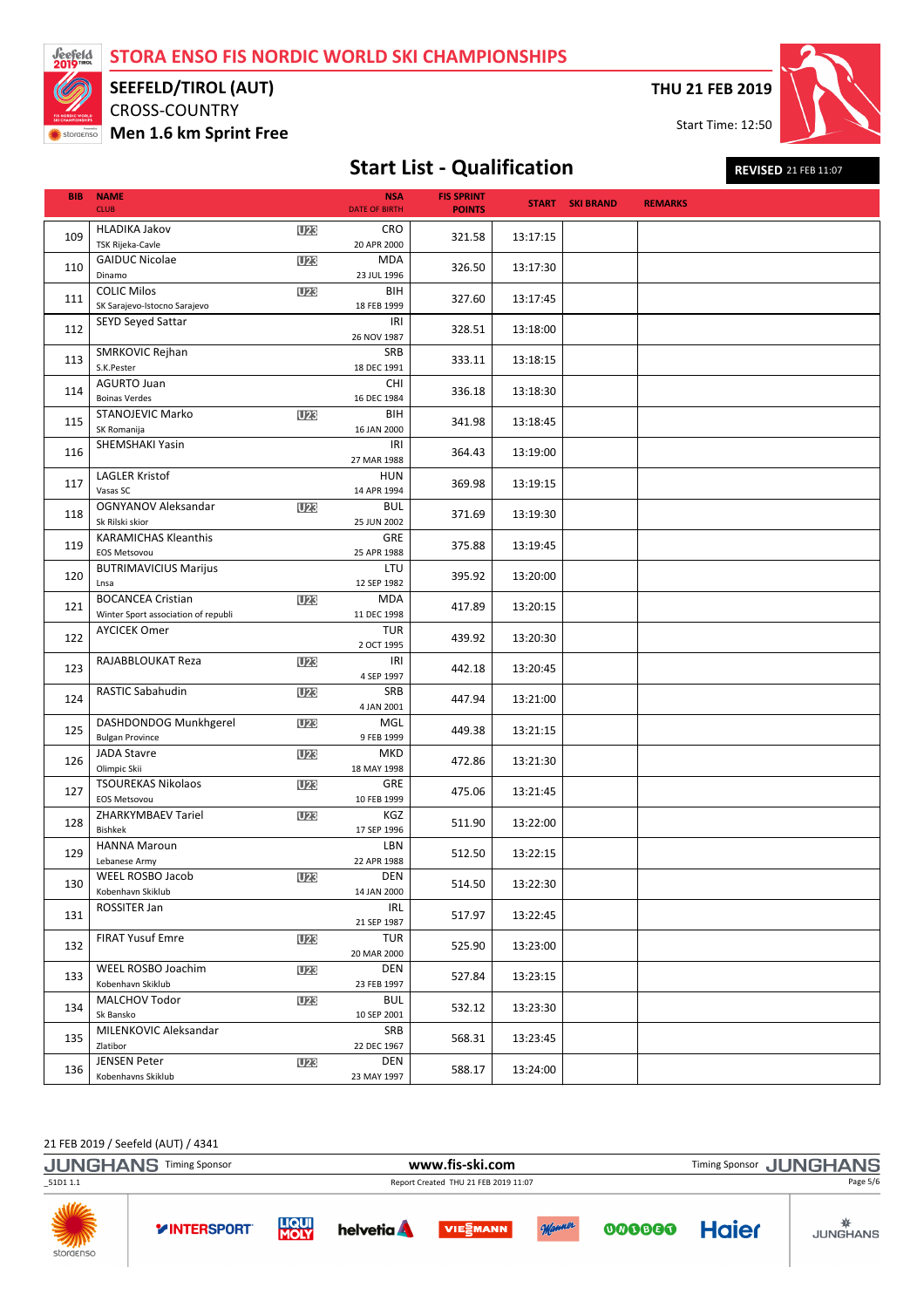# STORA ENSO FIS NORDIC WORLD SKI CHAMPIONSHIPS

**SEEFELD/TIROL (AUT)**
CROSS-COUNTRY
**Men 1.6 km Sprint Free**

**THU 21 FEB 2019**
Start Time: 12:50

## Start List - Qualification

**REVISED** 21 FEB 11:07

| BIB | NAME / CLUB | | NSA / DATE OF BIRTH | FIS SPRINT POINTS | START | SKI BRAND | REMARKS |
|---|---|---|---|---|---|---|---|
| 109 | HLADIKA Jakov<br>TSK Rijeka-Cavle | U23 | CRO<br>20 APR 2000 | 321.58 | 13:17:15 | | |
| 110 | GAIDUC Nicolae<br>Dinamo | U23 | MDA<br>23 JUL 1996 | 326.50 | 13:17:30 | | |
| 111 | COLIC Milos<br>SK Sarajevo-Istocno Sarajevo | U23 | BIH<br>18 FEB 1999 | 327.60 | 13:17:45 | | |
| 112 | SEYD Seyed Sattar | | IRI<br>26 NOV 1987 | 328.51 | 13:18:00 | | |
| 113 | SMRKOVIC Rejhan<br>S.K.Pester | | SRB<br>18 DEC 1991 | 333.11 | 13:18:15 | | |
| 114 | AGURTO Juan<br>Boinas Verdes | | CHI<br>16 DEC 1984 | 336.18 | 13:18:30 | | |
| 115 | STANOJEVIC Marko<br>SK Romanija | U23 | BIH<br>16 JAN 2000 | 341.98 | 13:18:45 | | |
| 116 | SHEMSHAKI Yasin | | IRI<br>27 MAR 1988 | 364.43 | 13:19:00 | | |
| 117 | LAGLER Kristof<br>Vasas SC | | HUN<br>14 APR 1994 | 369.98 | 13:19:15 | | |
| 118 | OGNYANOV Aleksandar<br>Sk Rilski skior | U23 | BUL<br>25 JUN 2002 | 371.69 | 13:19:30 | | |
| 119 | KARAMICHAS Kleanthis<br>EOS Metsovou | | GRE<br>25 APR 1988 | 375.88 | 13:19:45 | | |
| 120 | BUTRIMAVICIUS Marijus<br>Lnsa | | LTU<br>12 SEP 1982 | 395.92 | 13:20:00 | | |
| 121 | BOCANCEA Cristian<br>Winter Sport association of republi | U23 | MDA<br>11 DEC 1998 | 417.89 | 13:20:15 | | |
| 122 | AYCICEK Omer | | TUR<br>2 OCT 1995 | 439.92 | 13:20:30 | | |
| 123 | RAJABBLOUKAT Reza | U23 | IRI<br>4 SEP 1997 | 442.18 | 13:20:45 | | |
| 124 | RASTIC Sabahudin | U23 | SRB<br>4 JAN 2001 | 447.94 | 13:21:00 | | |
| 125 | DASHDONDOG Munkhgerel<br>Bulgan Province | U23 | MGL<br>9 FEB 1999 | 449.38 | 13:21:15 | | |
| 126 | JADA Stavre<br>Olimpic Skii | U23 | MKD<br>18 MAY 1998 | 472.86 | 13:21:30 | | |
| 127 | TSOUREKAS Nikolaos<br>EOS Metsovou | U23 | GRE<br>10 FEB 1999 | 475.06 | 13:21:45 | | |
| 128 | ZHARKYMBAEV Tariel<br>Bishkek | U23 | KGZ<br>17 SEP 1996 | 511.90 | 13:22:00 | | |
| 129 | HANNA Maroun<br>Lebanese Army | | LBN<br>22 APR 1988 | 512.50 | 13:22:15 | | |
| 130 | WEEL ROSBO Jacob<br>Kobenhavn Skiklub | U23 | DEN<br>14 JAN 2000 | 514.50 | 13:22:30 | | |
| 131 | ROSSITER Jan | | IRL<br>21 SEP 1987 | 517.97 | 13:22:45 | | |
| 132 | FIRAT Yusuf Emre | U23 | TUR<br>20 MAR 2000 | 525.90 | 13:23:00 | | |
| 133 | WEEL ROSBO Joachim<br>Kobenhavn Skiklub | U23 | DEN<br>23 FEB 1997 | 527.84 | 13:23:15 | | |
| 134 | MALCHOV Todor<br>Sk Bansko | U23 | BUL<br>10 SEP 2001 | 532.12 | 13:23:30 | | |
| 135 | MILENKOVIC Aleksandar<br>Zlatibor | | SRB<br>22 DEC 1967 | 568.31 | 13:23:45 | | |
| 136 | JENSEN Peter<br>Kobenhavns Skiklub | U23 | DEN<br>23 MAY 1997 | 588.17 | 13:24:00 | | |

21 FEB 2019 / Seefeld (AUT) / 4341

JUNGHANS Timing Sponsor — www.fis-ski.com — Timing Sponsor JUNGHANS

_51D1 1.1 — Report Created THU 21 FEB 2019 11:07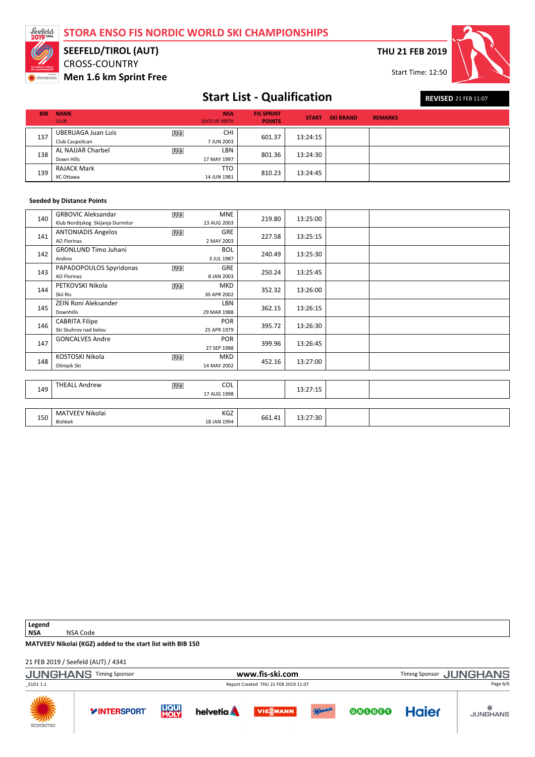# STORA ENSO FIS NORDIC WORLD SKI CHAMPIONSHIPS

**SEEFELD/TIROL (AUT)**
CROSS-COUNTRY
**Men 1.6 km Sprint Free**

**THU 21 FEB 2019**
Start Time: 12:50

## Start List - Qualification

**REVISED** 21 FEB 11:07

| BIB | NAME / CLUB | | NSA / DATE OF BIRTH | FIS SPRINT POINTS | START | SKI BRAND | REMARKS |
|---|---|---|---|---|---|---|---|
| 137 | UBERUAGA Juan Luis / Club Caupolican | U23 | CHI / 7 JUN 2003 | 601.37 | 13:24:15 | | |
| 138 | AL NAJJAR Charbel / Down Hills | U23 | LBN / 17 MAY 1997 | 801.36 | 13:24:30 | | |
| 139 | RAJACK Mark / XC Ottawa | | TTO / 14 JUN 1981 | 810.23 | 13:24:45 | | |

**Seeded by Distance Points**

| BIB | NAME / CLUB | | NSA / DATE OF BIRTH | FIS SPRINT POINTS | START | SKI BRAND | REMARKS |
|---|---|---|---|---|---|---|---|
| 140 | GRBOVIC Aleksandar / Klub Nordijskog Skijanja Durmitor | U23 | MNE / 23 AUG 2003 | 219.80 | 13:25:00 | | |
| 141 | ANTONIADIS Angelos / AO Florinas | U23 | GRE / 2 MAY 2003 | 227.58 | 13:25:15 | | |
| 142 | GRONLUND Timo Juhani / Andino | | BOL / 3 JUL 1987 | 240.49 | 13:25:30 | | |
| 143 | PAPADOPOULOS Spyridonas / AO Florinas | U23 | GRE / 8 JAN 2003 | 250.24 | 13:25:45 | | |
| 144 | PETKOVSKI Nikola / Skii Ris | U23 | MKD / 30 APR 2002 | 352.32 | 13:26:00 | | |
| 145 | ZEIN Roni Aleksander / Downhills | | LBN / 29 MAR 1988 | 362.15 | 13:26:15 | | |
| 146 | CABRITA Filipe / Ski Skuhrov nad belou | | POR / 25 APR 1979 | 395.72 | 13:26:30 | | |
| 147 | GONCALVES Andre | | POR / 27 SEP 1988 | 399.96 | 13:26:45 | | |
| 148 | KOSTOSKI Nikola / Olimpik Ski | U23 | MKD / 14 MAY 2002 | 452.16 | 13:27:00 | | |

| BIB | NAME / CLUB | | NSA / DATE OF BIRTH | FIS SPRINT POINTS | START | SKI BRAND | REMARKS |
|---|---|---|---|---|---|---|---|
| 149 | THEALL Andrew | U23 | COL / 17 AUG 1998 | | 13:27:15 | | |

| BIB | NAME / CLUB | | NSA / DATE OF BIRTH | FIS SPRINT POINTS | START | SKI BRAND | REMARKS |
|---|---|---|---|---|---|---|---|
| 150 | MATVEEV Nikolai / Bishkek | | KGZ / 18 JAN 1994 | 661.41 | 13:27:30 | | |

**Legend**
**NSA** NSA Code

**MATVEEV Nikolai (KGZ) added to the start list with BIB 150**

21 FEB 2019 / Seefeld (AUT) / 4341

JUNGHANS Timing Sponsor — www.fis-ski.com — Timing Sponsor JUNGHANS

_51D1 1.1 — Report Created THU 21 FEB 2019 11:07